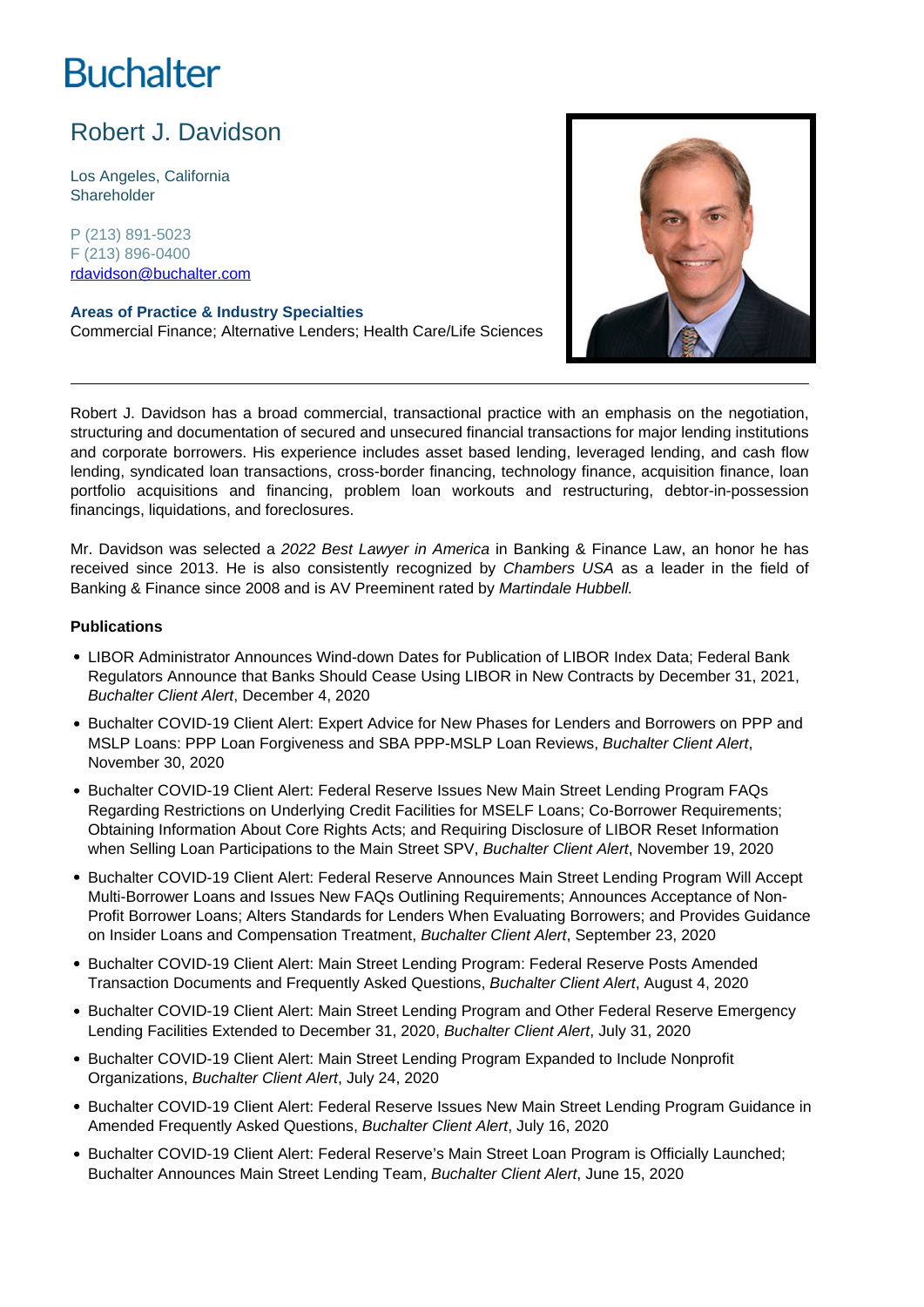# Buchalter

## Robert J. Davidson

Los Angeles, California
Shareholder

P (213) 891-5023
F (213) 896-0400
[rdavidson@buchalter.com](mailto:rdavidson@buchalter.com)

**Areas of Practice & Industry Specialties**
Commercial Finance; Alternative Lenders; Health Care/Life Sciences

---

Robert J. Davidson has a broad commercial, transactional practice with an emphasis on the negotiation, structuring and documentation of secured and unsecured financial transactions for major lending institutions and corporate borrowers. His experience includes asset based lending, leveraged lending, and cash flow lending, syndicated loan transactions, cross-border financing, technology finance, acquisition finance, loan portfolio acquisitions and financing, problem loan workouts and restructuring, debtor-in-possession financings, liquidations, and foreclosures.

Mr. Davidson was selected a *2022 Best Lawyer in America* in Banking & Finance Law, an honor he has received since 2013. He is also consistently recognized by *Chambers USA* as a leader in the field of Banking & Finance since 2008 and is AV Preeminent rated by *Martindale Hubbell.*

### Publications

- LIBOR Administrator Announces Wind-down Dates for Publication of LIBOR Index Data; Federal Bank Regulators Announce that Banks Should Cease Using LIBOR in New Contracts by December 31, 2021, *Buchalter Client Alert*, December 4, 2020
- Buchalter COVID-19 Client Alert: Expert Advice for New Phases for Lenders and Borrowers on PPP and MSLP Loans: PPP Loan Forgiveness and SBA PPP-MSLP Loan Reviews, *Buchalter Client Alert*, November 30, 2020
- Buchalter COVID-19 Client Alert: Federal Reserve Issues New Main Street Lending Program FAQs Regarding Restrictions on Underlying Credit Facilities for MSELF Loans; Co-Borrower Requirements; Obtaining Information About Core Rights Acts; and Requiring Disclosure of LIBOR Reset Information when Selling Loan Participations to the Main Street SPV, *Buchalter Client Alert*, November 19, 2020
- Buchalter COVID-19 Client Alert: Federal Reserve Announces Main Street Lending Program Will Accept Multi-Borrower Loans and Issues New FAQs Outlining Requirements; Announces Acceptance of Non-Profit Borrower Loans; Alters Standards for Lenders When Evaluating Borrowers; and Provides Guidance on Insider Loans and Compensation Treatment, *Buchalter Client Alert*, September 23, 2020
- Buchalter COVID-19 Client Alert: Main Street Lending Program: Federal Reserve Posts Amended Transaction Documents and Frequently Asked Questions, *Buchalter Client Alert*, August 4, 2020
- Buchalter COVID-19 Client Alert: Main Street Lending Program and Other Federal Reserve Emergency Lending Facilities Extended to December 31, 2020, *Buchalter Client Alert*, July 31, 2020
- Buchalter COVID-19 Client Alert: Main Street Lending Program Expanded to Include Nonprofit Organizations, *Buchalter Client Alert*, July 24, 2020
- Buchalter COVID-19 Client Alert: Federal Reserve Issues New Main Street Lending Program Guidance in Amended Frequently Asked Questions, *Buchalter Client Alert*, July 16, 2020
- Buchalter COVID-19 Client Alert: Federal Reserve's Main Street Loan Program is Officially Launched; Buchalter Announces Main Street Lending Team, *Buchalter Client Alert*, June 15, 2020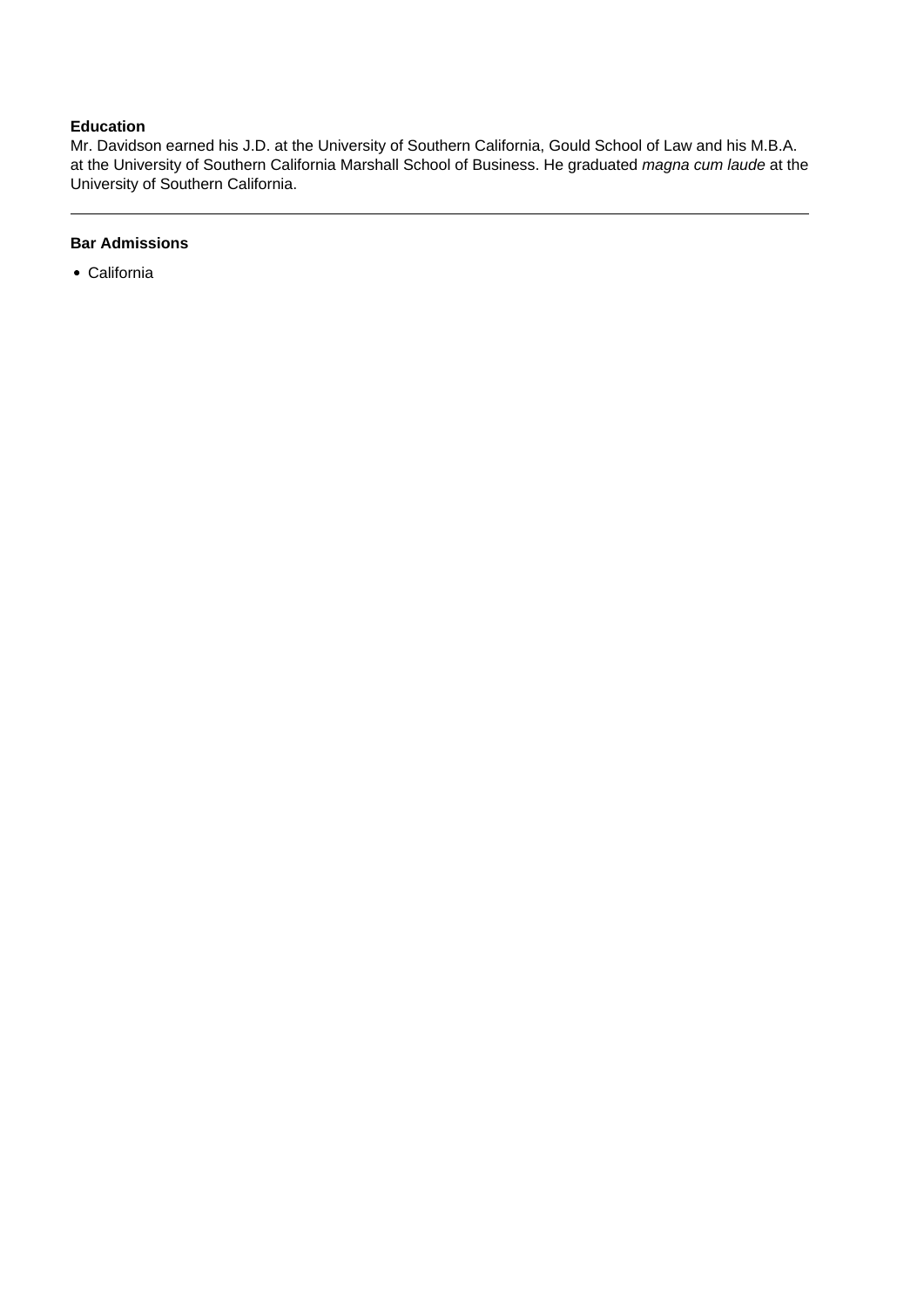**Education**

Mr. Davidson earned his J.D. at the University of Southern California, Gould School of Law and his M.B.A. at the University of Southern California Marshall School of Business. He graduated *magna cum laude* at the University of Southern California.

---

**Bar Admissions**

- California